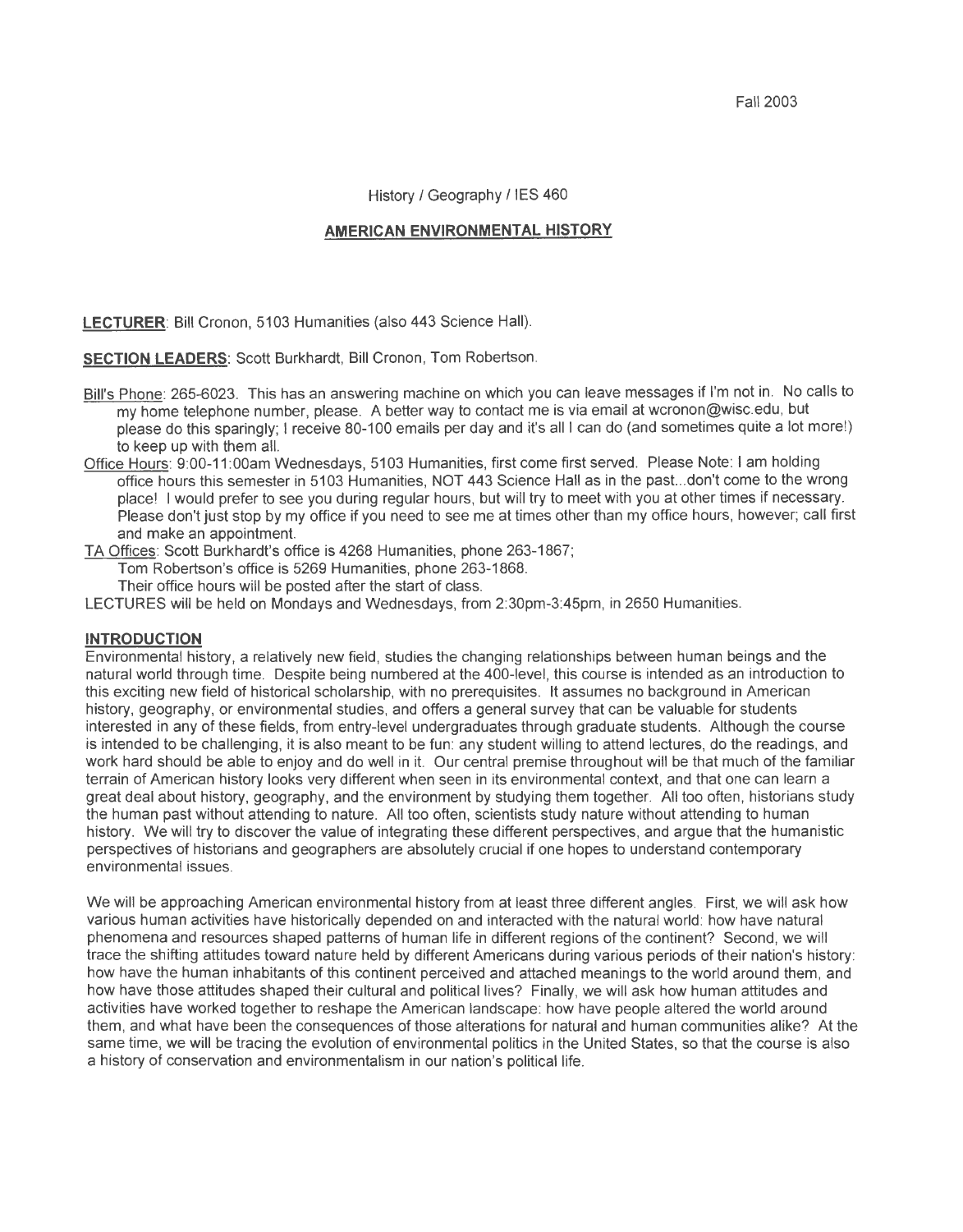Fall 2003

History / Geography / IES 460

## AMERICAN ENVIRONMENTAL HISTORY

**LECTURER**: Bill Cronon, 5103 Humanities (also 443 Science Hall).

**SECTION LEADERS**: Scott Burkhardt, Bill Cronon, Tom Robertson.

Bill's Phone: 265-6023. This has an answering machine on which you can leave messages if I'm not in. No calls to my home telephone number, please. A better way to contact me is via email at wcronon@wisc.edu, but please do this sparingly; I receive 80-100 emails per day and it's all I can do (and sometimes quite a lot more!) to keep up with them all.

Office Hours: 9:00-11:00am Wednesdays, 5103 Humanities, first come first served. Please Note: I am holding office hours this semester in 5103 Humanities, NOT 443 Science Hall as in the past...don't come to the wrong place! I would prefer to see you during regular hours, but will try to meet with you at other times if necessary. Please don't just stop by my office if you need to see me at times other than my office hours, however; call first and make an appointment.

TA Offices: Scott Burkhardt's office is 4268 Humanities, phone 263-1867;
Tom Robertson's office is 5269 Humanities, phone 263-1868.
Their office hours will be posted after the start of class.

LECTURES will be held on Mondays and Wednesdays, from 2:30pm-3:45pm, in 2650 Humanities.

### INTRODUCTION

Environmental history, a relatively new field, studies the changing relationships between human beings and the natural world through time. Despite being numbered at the 400-level, this course is intended as an introduction to this exciting new field of historical scholarship, with no prerequisites. It assumes no background in American history, geography, or environmental studies, and offers a general survey that can be valuable for students interested in any of these fields, from entry-level undergraduates through graduate students. Although the course is intended to be challenging, it is also meant to be fun: any student willing to attend lectures, do the readings, and work hard should be able to enjoy and do well in it. Our central premise throughout will be that much of the familiar terrain of American history looks very different when seen in its environmental context, and that one can learn a great deal about history, geography, and the environment by studying them together. All too often, historians study the human past without attending to nature. All too often, scientists study nature without attending to human history. We will try to discover the value of integrating these different perspectives, and argue that the humanistic perspectives of historians and geographers are absolutely crucial if one hopes to understand contemporary environmental issues.

We will be approaching American environmental history from at least three different angles. First, we will ask how various human activities have historically depended on and interacted with the natural world: how have natural phenomena and resources shaped patterns of human life in different regions of the continent? Second, we will trace the shifting attitudes toward nature held by different Americans during various periods of their nation's history: how have the human inhabitants of this continent perceived and attached meanings to the world around them, and how have those attitudes shaped their cultural and political lives? Finally, we will ask how human attitudes and activities have worked together to reshape the American landscape: how have people altered the world around them, and what have been the consequences of those alterations for natural and human communities alike? At the same time, we will be tracing the evolution of environmental politics in the United States, so that the course is also a history of conservation and environmentalism in our nation's political life.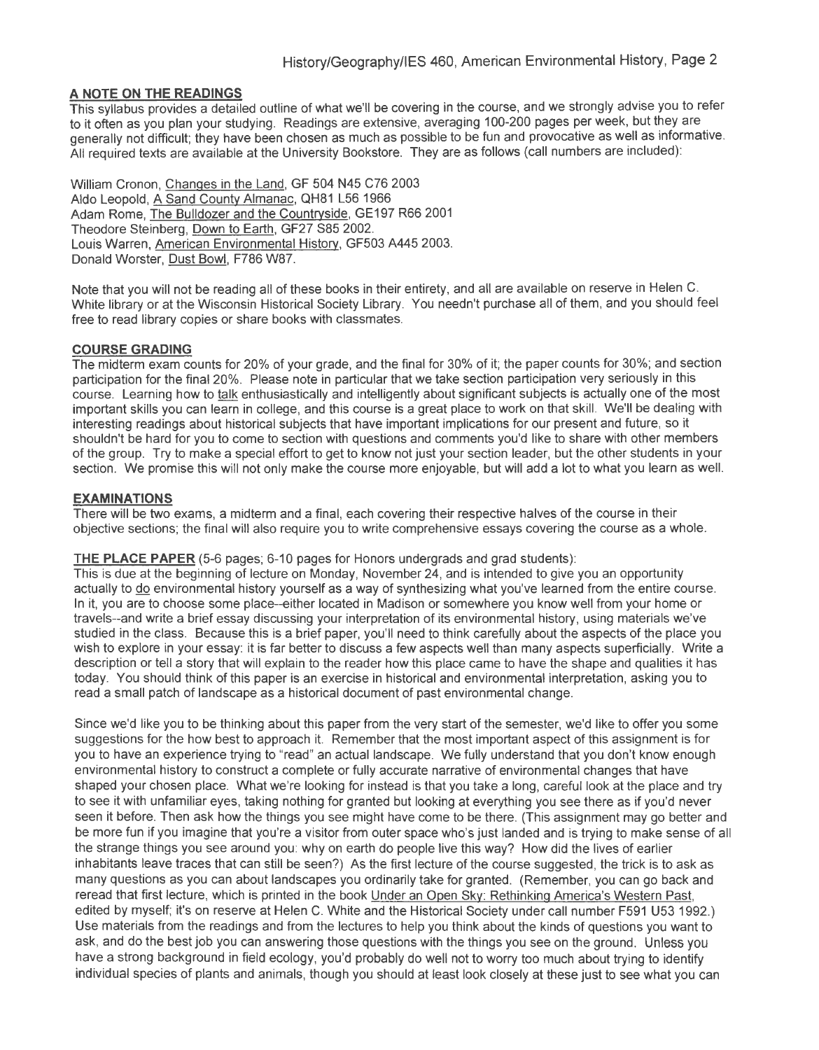## A NOTE ON THE READINGS

This syllabus provides a detailed outline of what we'll be covering in the course, and we strongly advise you to refer to it often as you plan your studying. Readings are extensive, averaging 100-200 pages per week, but they are generally not difficult; they have been chosen as much as possible to be fun and provocative as well as informative. All required texts are available at the University Bookstore. They are as follows (call numbers are included):

William Cronon, Changes in the Land, GF 504 N45 C76 2003
Aldo Leopold, A Sand County Almanac, QH81 L56 1966
Adam Rome, The Bulldozer and the Countryside, GE197 R66 2001
Theodore Steinberg, Down to Earth, GF27 S85 2002.
Louis Warren, American Environmental History, GF503 A445 2003.
Donald Worster, Dust Bowl, F786 W87.

Note that you will not be reading all of these books in their entirety, and all are available on reserve in Helen C. White library or at the Wisconsin Historical Society Library. You needn't purchase all of them, and you should feel free to read library copies or share books with classmates.

## COURSE GRADING

The midterm exam counts for 20% of your grade, and the final for 30% of it; the paper counts for 30%; and section participation for the final 20%. Please note in particular that we take section participation very seriously in this course. Learning how to talk enthusiastically and intelligently about significant subjects is actually one of the most important skills you can learn in college, and this course is a great place to work on that skill. We'll be dealing with interesting readings about historical subjects that have important implications for our present and future, so it shouldn't be hard for you to come to section with questions and comments you'd like to share with other members of the group. Try to make a special effort to get to know not just your section leader, but the other students in your section. We promise this will not only make the course more enjoyable, but will add a lot to what you learn as well.

## EXAMINATIONS

There will be two exams, a midterm and a final, each covering their respective halves of the course in their objective sections; the final will also require you to write comprehensive essays covering the course as a whole.

## THE PLACE PAPER (5-6 pages; 6-10 pages for Honors undergrads and grad students):

This is due at the beginning of lecture on Monday, November 24, and is intended to give you an opportunity actually to do environmental history yourself as a way of synthesizing what you've learned from the entire course. In it, you are to choose some place--either located in Madison or somewhere you know well from your home or travels--and write a brief essay discussing your interpretation of its environmental history, using materials we've studied in the class. Because this is a brief paper, you'll need to think carefully about the aspects of the place you wish to explore in your essay: it is far better to discuss a few aspects well than many aspects superficially. Write a description or tell a story that will explain to the reader how this place came to have the shape and qualities it has today. You should think of this paper is an exercise in historical and environmental interpretation, asking you to read a small patch of landscape as a historical document of past environmental change.

Since we'd like you to be thinking about this paper from the very start of the semester, we'd like to offer you some suggestions for the how best to approach it. Remember that the most important aspect of this assignment is for you to have an experience trying to "read" an actual landscape. We fully understand that you don't know enough environmental history to construct a complete or fully accurate narrative of environmental changes that have shaped your chosen place. What we're looking for instead is that you take a long, careful look at the place and try to see it with unfamiliar eyes, taking nothing for granted but looking at everything you see there as if you'd never seen it before. Then ask how the things you see might have come to be there. (This assignment may go better and be more fun if you imagine that you're a visitor from outer space who's just landed and is trying to make sense of all the strange things you see around you: why on earth do people live this way? How did the lives of earlier inhabitants leave traces that can still be seen?) As the first lecture of the course suggested, the trick is to ask as many questions as you can about landscapes you ordinarily take for granted. (Remember, you can go back and reread that first lecture, which is printed in the book Under an Open Sky: Rethinking America's Western Past, edited by myself; it's on reserve at Helen C. White and the Historical Society under call number F591 U53 1992.) Use materials from the readings and from the lectures to help you think about the kinds of questions you want to ask, and do the best job you can answering those questions with the things you see on the ground. Unless you have a strong background in field ecology, you'd probably do well not to worry too much about trying to identify individual species of plants and animals, though you should at least look closely at these just to see what you can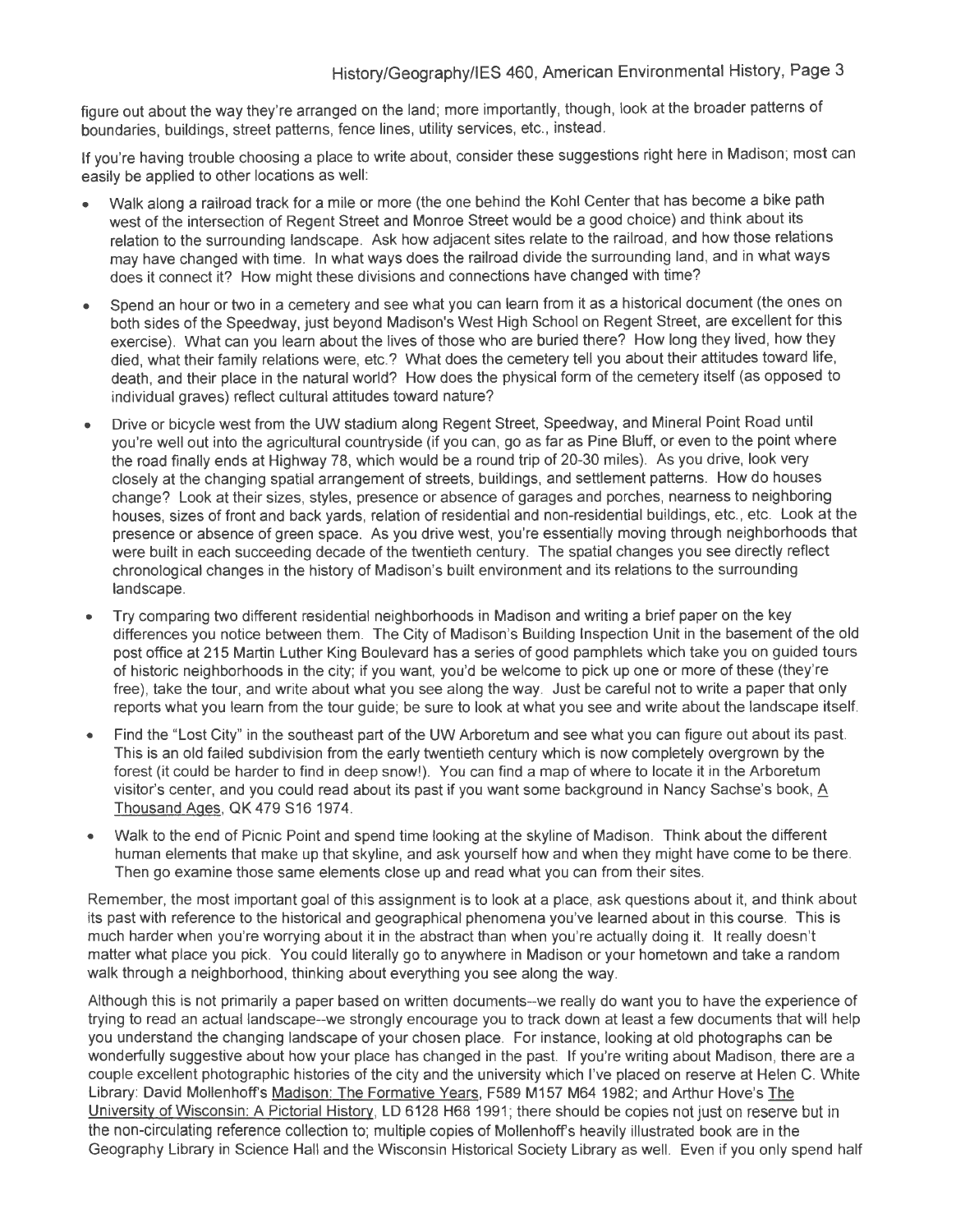figure out about the way they're arranged on the land; more importantly, though, look at the broader patterns of boundaries, buildings, street patterns, fence lines, utility services, etc., instead.

If you're having trouble choosing a place to write about, consider these suggestions right here in Madison; most can easily be applied to other locations as well:

- Walk along a railroad track for a mile or more (the one behind the Kohl Center that has become a bike path west of the intersection of Regent Street and Monroe Street would be a good choice) and think about its relation to the surrounding landscape. Ask how adjacent sites relate to the railroad, and how those relations may have changed with time. In what ways does the railroad divide the surrounding land, and in what ways does it connect it? How might these divisions and connections have changed with time?
- Spend an hour or two in a cemetery and see what you can learn from it as a historical document (the ones on both sides of the Speedway, just beyond Madison's West High School on Regent Street, are excellent for this exercise). What can you learn about the lives of those who are buried there? How long they lived, how they died, what their family relations were, etc.? What does the cemetery tell you about their attitudes toward life, death, and their place in the natural world? How does the physical form of the cemetery itself (as opposed to individual graves) reflect cultural attitudes toward nature?
- Drive or bicycle west from the UW stadium along Regent Street, Speedway, and Mineral Point Road until you're well out into the agricultural countryside (if you can, go as far as Pine Bluff, or even to the point where the road finally ends at Highway 78, which would be a round trip of 20-30 miles). As you drive, look very closely at the changing spatial arrangement of streets, buildings, and settlement patterns. How do houses change? Look at their sizes, styles, presence or absence of garages and porches, nearness to neighboring houses, sizes of front and back yards, relation of residential and non-residential buildings, etc., etc. Look at the presence or absence of green space. As you drive west, you're essentially moving through neighborhoods that were built in each succeeding decade of the twentieth century. The spatial changes you see directly reflect chronological changes in the history of Madison's built environment and its relations to the surrounding landscape.
- Try comparing two different residential neighborhoods in Madison and writing a brief paper on the key differences you notice between them. The City of Madison's Building Inspection Unit in the basement of the old post office at 215 Martin Luther King Boulevard has a series of good pamphlets which take you on guided tours of historic neighborhoods in the city; if you want, you'd be welcome to pick up one or more of these (they're free), take the tour, and write about what you see along the way. Just be careful not to write a paper that only reports what you learn from the tour guide; be sure to look at what you see and write about the landscape itself.
- Find the "Lost City" in the southeast part of the UW Arboretum and see what you can figure out about its past. This is an old failed subdivision from the early twentieth century which is now completely overgrown by the forest (it could be harder to find in deep snow!). You can find a map of where to locate it in the Arboretum visitor's center, and you could read about its past if you want some background in Nancy Sachse's book, <u>A Thousand Ages</u>, QK 479 S16 1974.
- Walk to the end of Picnic Point and spend time looking at the skyline of Madison. Think about the different human elements that make up that skyline, and ask yourself how and when they might have come to be there. Then go examine those same elements close up and read what you can from their sites.

Remember, the most important goal of this assignment is to look at a place, ask questions about it, and think about its past with reference to the historical and geographical phenomena you've learned about in this course. This is much harder when you're worrying about it in the abstract than when you're actually doing it. It really doesn't matter what place you pick. You could literally go to anywhere in Madison or your hometown and take a random walk through a neighborhood, thinking about everything you see along the way.

Although this is not primarily a paper based on written documents--we really do want you to have the experience of trying to read an actual landscape--we strongly encourage you to track down at least a few documents that will help you understand the changing landscape of your chosen place. For instance, looking at old photographs can be wonderfully suggestive about how your place has changed in the past. If you're writing about Madison, there are a couple excellent photographic histories of the city and the university which I've placed on reserve at Helen C. White Library: David Mollenhoff's <u>Madison: The Formative Years</u>, F589 M157 M64 1982; and Arthur Hove's <u>The University of Wisconsin: A Pictorial History</u>, LD 6128 H68 1991; there should be copies not just on reserve but in the non-circulating reference collection to; multiple copies of Mollenhoff's heavily illustrated book are in the Geography Library in Science Hall and the Wisconsin Historical Society Library as well. Even if you only spend half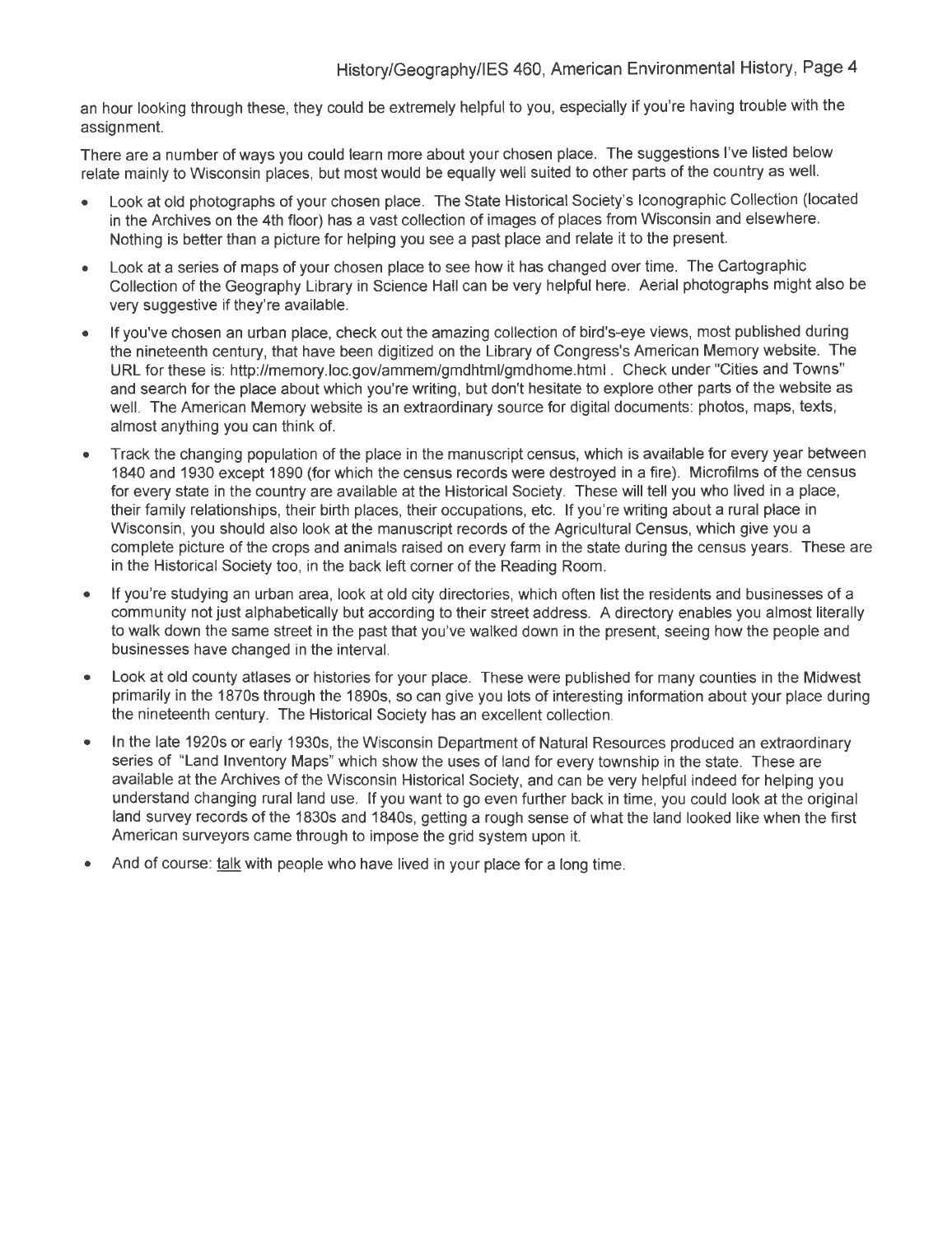an hour looking through these, they could be extremely helpful to you, especially if you're having trouble with the assignment.

There are a number of ways you could learn more about your chosen place. The suggestions I've listed below relate mainly to Wisconsin places, but most would be equally well suited to other parts of the country as well.

- Look at old photographs of your chosen place. The State Historical Society's Iconographic Collection (located in the Archives on the 4th floor) has a vast collection of images of places from Wisconsin and elsewhere. Nothing is better than a picture for helping you see a past place and relate it to the present.
- Look at a series of maps of your chosen place to see how it has changed over time. The Cartographic Collection of the Geography Library in Science Hall can be very helpful here. Aerial photographs might also be very suggestive if they're available.
- If you've chosen an urban place, check out the amazing collection of bird's-eye views, most published during the nineteenth century, that have been digitized on the Library of Congress's American Memory website. The URL for these is: http://memory.loc.gov/ammem/gmdhtml/gmdhome.html . Check under "Cities and Towns" and search for the place about which you're writing, but don't hesitate to explore other parts of the website as well. The American Memory website is an extraordinary source for digital documents: photos, maps, texts, almost anything you can think of.
- Track the changing population of the place in the manuscript census, which is available for every year between 1840 and 1930 except 1890 (for which the census records were destroyed in a fire). Microfilms of the census for every state in the country are available at the Historical Society. These will tell you who lived in a place, their family relationships, their birth places, their occupations, etc. If you're writing about a rural place in Wisconsin, you should also look at the manuscript records of the Agricultural Census, which give you a complete picture of the crops and animals raised on every farm in the state during the census years. These are in the Historical Society too, in the back left corner of the Reading Room.
- If you're studying an urban area, look at old city directories, which often list the residents and businesses of a community not just alphabetically but according to their street address. A directory enables you almost literally to walk down the same street in the past that you've walked down in the present, seeing how the people and businesses have changed in the interval.
- Look at old county atlases or histories for your place. These were published for many counties in the Midwest primarily in the 1870s through the 1890s, so can give you lots of interesting information about your place during the nineteenth century. The Historical Society has an excellent collection.
- In the late 1920s or early 1930s, the Wisconsin Department of Natural Resources produced an extraordinary series of "Land Inventory Maps" which show the uses of land for every township in the state. These are available at the Archives of the Wisconsin Historical Society, and can be very helpful indeed for helping you understand changing rural land use. If you want to go even further back in time, you could look at the original land survey records of the 1830s and 1840s, getting a rough sense of what the land looked like when the first American surveyors came through to impose the grid system upon it.
- And of course: talk with people who have lived in your place for a long time.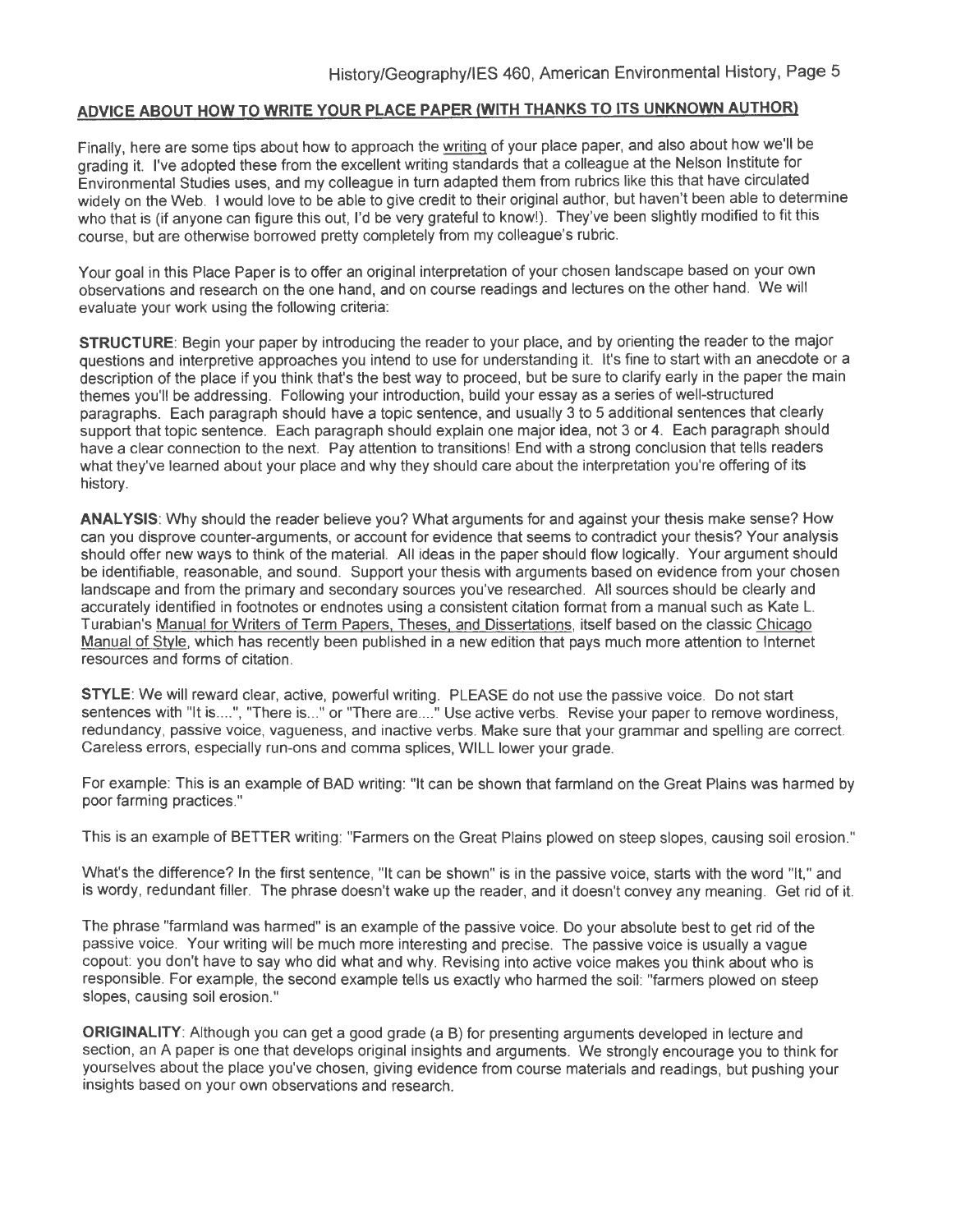## ADVICE ABOUT HOW TO WRITE YOUR PLACE PAPER (WITH THANKS TO ITS UNKNOWN AUTHOR)

Finally, here are some tips about how to approach the writing of your place paper, and also about how we'll be grading it. I've adopted these from the excellent writing standards that a colleague at the Nelson Institute for Environmental Studies uses, and my colleague in turn adapted them from rubrics like this that have circulated widely on the Web. I would love to be able to give credit to their original author, but haven't been able to determine who that is (if anyone can figure this out, I'd be very grateful to know!). They've been slightly modified to fit this course, but are otherwise borrowed pretty completely from my colleague's rubric.

Your goal in this Place Paper is to offer an original interpretation of your chosen landscape based on your own observations and research on the one hand, and on course readings and lectures on the other hand. We will evaluate your work using the following criteria:

**STRUCTURE**: Begin your paper by introducing the reader to your place, and by orienting the reader to the major questions and interpretive approaches you intend to use for understanding it. It's fine to start with an anecdote or a description of the place if you think that's the best way to proceed, but be sure to clarify early in the paper the main themes you'll be addressing. Following your introduction, build your essay as a series of well-structured paragraphs. Each paragraph should have a topic sentence, and usually 3 to 5 additional sentences that clearly support that topic sentence. Each paragraph should explain one major idea, not 3 or 4. Each paragraph should have a clear connection to the next. Pay attention to transitions! End with a strong conclusion that tells readers what they've learned about your place and why they should care about the interpretation you're offering of its history.

**ANALYSIS**: Why should the reader believe you? What arguments for and against your thesis make sense? How can you disprove counter-arguments, or account for evidence that seems to contradict your thesis? Your analysis should offer new ways to think of the material. All ideas in the paper should flow logically. Your argument should be identifiable, reasonable, and sound. Support your thesis with arguments based on evidence from your chosen landscape and from the primary and secondary sources you've researched. All sources should be clearly and accurately identified in footnotes or endnotes using a consistent citation format from a manual such as Kate L. Turabian's Manual for Writers of Term Papers, Theses, and Dissertations, itself based on the classic Chicago Manual of Style, which has recently been published in a new edition that pays much more attention to Internet resources and forms of citation.

**STYLE**: We will reward clear, active, powerful writing. PLEASE do not use the passive voice. Do not start sentences with "It is....", "There is..." or "There are...." Use active verbs. Revise your paper to remove wordiness, redundancy, passive voice, vagueness, and inactive verbs. Make sure that your grammar and spelling are correct. Careless errors, especially run-ons and comma splices, WILL lower your grade.

For example: This is an example of BAD writing: "It can be shown that farmland on the Great Plains was harmed by poor farming practices."

This is an example of BETTER writing: "Farmers on the Great Plains plowed on steep slopes, causing soil erosion."

What's the difference? In the first sentence, "It can be shown" is in the passive voice, starts with the word "It," and is wordy, redundant filler. The phrase doesn't wake up the reader, and it doesn't convey any meaning. Get rid of it.

The phrase "farmland was harmed" is an example of the passive voice. Do your absolute best to get rid of the passive voice. Your writing will be much more interesting and precise. The passive voice is usually a vague copout: you don't have to say who did what and why. Revising into active voice makes you think about who is responsible. For example, the second example tells us exactly who harmed the soil: "farmers plowed on steep slopes, causing soil erosion."

**ORIGINALITY**: Although you can get a good grade (a B) for presenting arguments developed in lecture and section, an A paper is one that develops original insights and arguments. We strongly encourage you to think for yourselves about the place you've chosen, giving evidence from course materials and readings, but pushing your insights based on your own observations and research.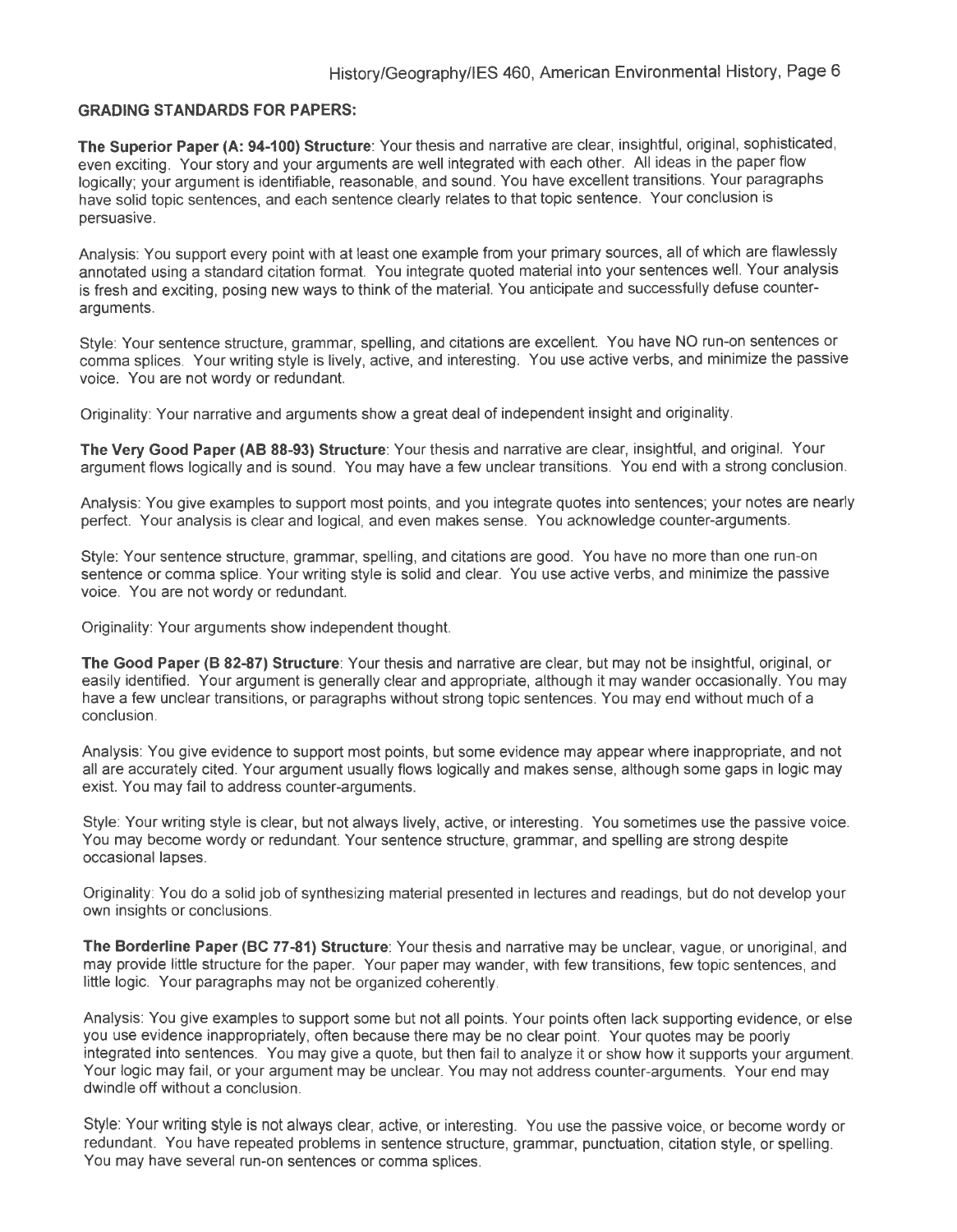## GRADING STANDARDS FOR PAPERS:

**The Superior Paper (A: 94-100) Structure**: Your thesis and narrative are clear, insightful, original, sophisticated, even exciting. Your story and your arguments are well integrated with each other. All ideas in the paper flow logically; your argument is identifiable, reasonable, and sound. You have excellent transitions. Your paragraphs have solid topic sentences, and each sentence clearly relates to that topic sentence. Your conclusion is persuasive.

Analysis: You support every point with at least one example from your primary sources, all of which are flawlessly annotated using a standard citation format. You integrate quoted material into your sentences well. Your analysis is fresh and exciting, posing new ways to think of the material. You anticipate and successfully defuse counter-arguments.

Style: Your sentence structure, grammar, spelling, and citations are excellent. You have NO run-on sentences or comma splices. Your writing style is lively, active, and interesting. You use active verbs, and minimize the passive voice. You are not wordy or redundant.

Originality: Your narrative and arguments show a great deal of independent insight and originality.

**The Very Good Paper (AB 88-93) Structure**: Your thesis and narrative are clear, insightful, and original. Your argument flows logically and is sound. You may have a few unclear transitions. You end with a strong conclusion.

Analysis: You give examples to support most points, and you integrate quotes into sentences; your notes are nearly perfect. Your analysis is clear and logical, and even makes sense. You acknowledge counter-arguments.

Style: Your sentence structure, grammar, spelling, and citations are good. You have no more than one run-on sentence or comma splice. Your writing style is solid and clear. You use active verbs, and minimize the passive voice. You are not wordy or redundant.

Originality: Your arguments show independent thought.

**The Good Paper (B 82-87) Structure**: Your thesis and narrative are clear, but may not be insightful, original, or easily identified. Your argument is generally clear and appropriate, although it may wander occasionally. You may have a few unclear transitions, or paragraphs without strong topic sentences. You may end without much of a conclusion.

Analysis: You give evidence to support most points, but some evidence may appear where inappropriate, and not all are accurately cited. Your argument usually flows logically and makes sense, although some gaps in logic may exist. You may fail to address counter-arguments.

Style: Your writing style is clear, but not always lively, active, or interesting. You sometimes use the passive voice. You may become wordy or redundant. Your sentence structure, grammar, and spelling are strong despite occasional lapses.

Originality: You do a solid job of synthesizing material presented in lectures and readings, but do not develop your own insights or conclusions.

**The Borderline Paper (BC 77-81) Structure**: Your thesis and narrative may be unclear, vague, or unoriginal, and may provide little structure for the paper. Your paper may wander, with few transitions, few topic sentences, and little logic. Your paragraphs may not be organized coherently.

Analysis: You give examples to support some but not all points. Your points often lack supporting evidence, or else you use evidence inappropriately, often because there may be no clear point. Your quotes may be poorly integrated into sentences. You may give a quote, but then fail to analyze it or show how it supports your argument. Your logic may fail, or your argument may be unclear. You may not address counter-arguments. Your end may dwindle off without a conclusion.

Style: Your writing style is not always clear, active, or interesting. You use the passive voice, or become wordy or redundant. You have repeated problems in sentence structure, grammar, punctuation, citation style, or spelling. You may have several run-on sentences or comma splices.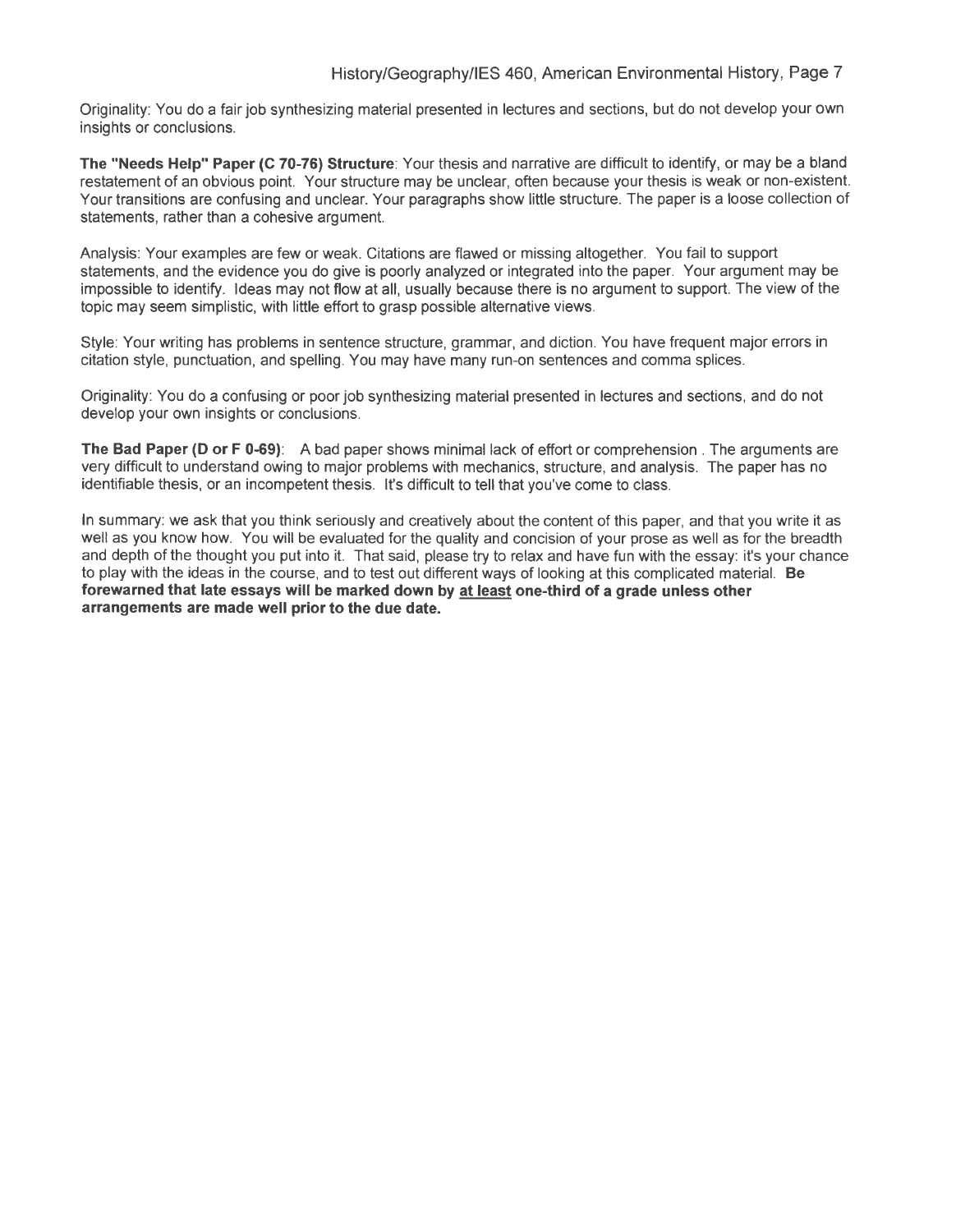Originality: You do a fair job synthesizing material presented in lectures and sections, but do not develop your own insights or conclusions.

**The "Needs Help" Paper (C 70-76) Structure**: Your thesis and narrative are difficult to identify, or may be a bland restatement of an obvious point. Your structure may be unclear, often because your thesis is weak or non-existent. Your transitions are confusing and unclear. Your paragraphs show little structure. The paper is a loose collection of statements, rather than a cohesive argument.

Analysis: Your examples are few or weak. Citations are flawed or missing altogether. You fail to support statements, and the evidence you do give is poorly analyzed or integrated into the paper. Your argument may be impossible to identify. Ideas may not flow at all, usually because there is no argument to support. The view of the topic may seem simplistic, with little effort to grasp possible alternative views.

Style: Your writing has problems in sentence structure, grammar, and diction. You have frequent major errors in citation style, punctuation, and spelling. You may have many run-on sentences and comma splices.

Originality: You do a confusing or poor job synthesizing material presented in lectures and sections, and do not develop your own insights or conclusions.

**The Bad Paper (D or F 0-69)**: A bad paper shows minimal lack of effort or comprehension . The arguments are very difficult to understand owing to major problems with mechanics, structure, and analysis. The paper has no identifiable thesis, or an incompetent thesis. It's difficult to tell that you've come to class.

In summary: we ask that you think seriously and creatively about the content of this paper, and that you write it as well as you know how. You will be evaluated for the quality and concision of your prose as well as for the breadth and depth of the thought you put into it. That said, please try to relax and have fun with the essay: it's your chance to play with the ideas in the course, and to test out different ways of looking at this complicated material. **Be forewarned that late essays will be marked down by <u>at least</u> one-third of a grade unless other arrangements are made well prior to the due date.**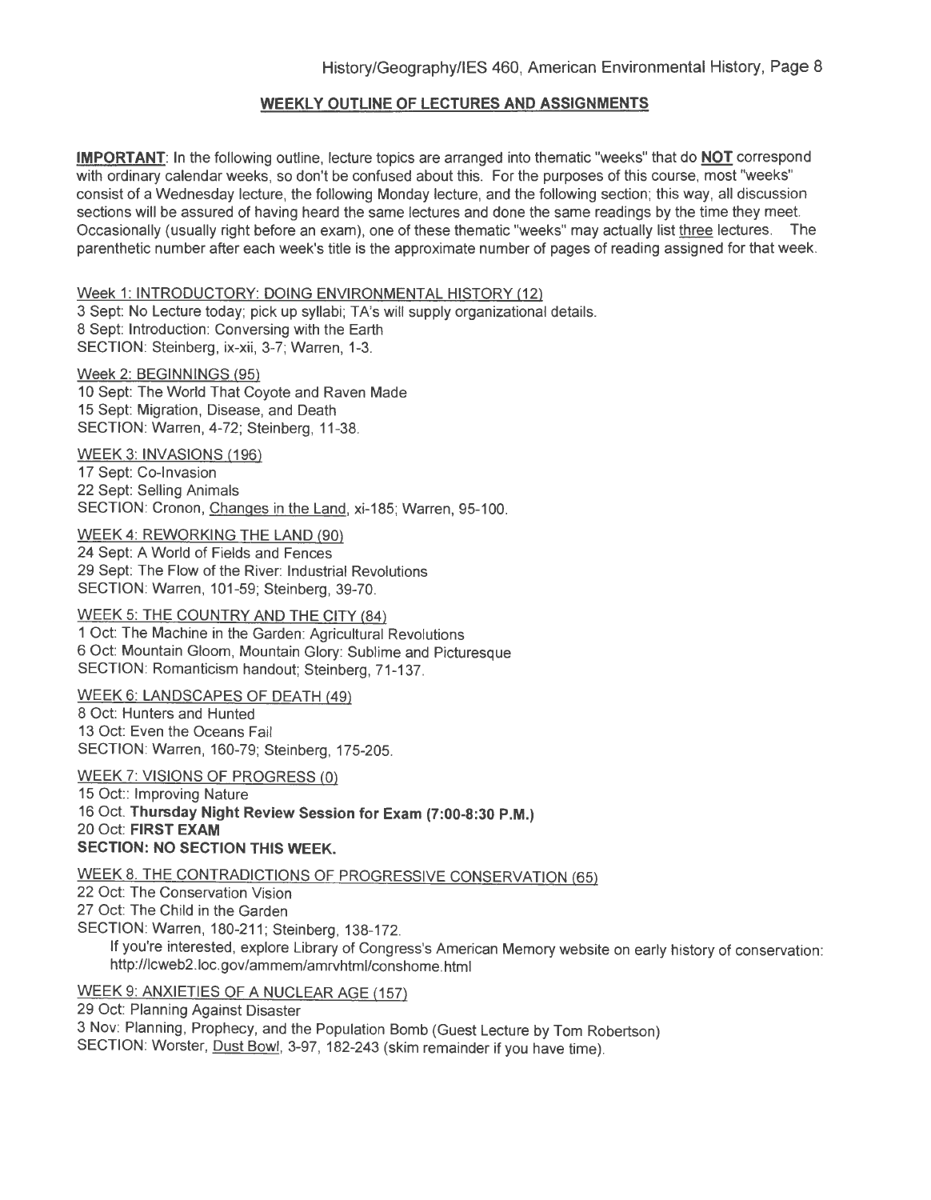## WEEKLY OUTLINE OF LECTURES AND ASSIGNMENTS

**IMPORTANT**: In the following outline, lecture topics are arranged into thematic "weeks" that do **NOT** correspond with ordinary calendar weeks, so don't be confused about this. For the purposes of this course, most "weeks" consist of a Wednesday lecture, the following Monday lecture, and the following section; this way, all discussion sections will be assured of having heard the same lectures and done the same readings by the time they meet. Occasionally (usually right before an exam), one of these thematic "weeks" may actually list three lectures. The parenthetic number after each week's title is the approximate number of pages of reading assigned for that week.

Week 1: INTRODUCTORY: DOING ENVIRONMENTAL HISTORY (12)
3 Sept: No Lecture today; pick up syllabi; TA's will supply organizational details.
8 Sept: Introduction: Conversing with the Earth
SECTION: Steinberg, ix-xii, 3-7; Warren, 1-3.

Week 2: BEGINNINGS (95)
10 Sept: The World That Coyote and Raven Made
15 Sept: Migration, Disease, and Death
SECTION: Warren, 4-72; Steinberg, 11-38.

WEEK 3: INVASIONS (196)
17 Sept: Co-Invasion
22 Sept: Selling Animals
SECTION: Cronon, Changes in the Land, xi-185; Warren, 95-100.

WEEK 4: REWORKING THE LAND (90)
24 Sept: A World of Fields and Fences
29 Sept: The Flow of the River: Industrial Revolutions
SECTION: Warren, 101-59; Steinberg, 39-70.

WEEK 5: THE COUNTRY AND THE CITY (84)
1 Oct: The Machine in the Garden: Agricultural Revolutions
6 Oct: Mountain Gloom, Mountain Glory: Sublime and Picturesque
SECTION: Romanticism handout; Steinberg, 71-137.

WEEK 6: LANDSCAPES OF DEATH (49)
8 Oct: Hunters and Hunted
13 Oct: Even the Oceans Fail
SECTION: Warren, 160-79; Steinberg, 175-205.

WEEK 7: VISIONS OF PROGRESS (0)
15 Oct:: Improving Nature
16 Oct. **Thursday Night Review Session for Exam (7:00-8:30 P.M.)**
20 Oct: **FIRST EXAM**
**SECTION: NO SECTION THIS WEEK.**

WEEK 8. THE CONTRADICTIONS OF PROGRESSIVE CONSERVATION (65)
22 Oct: The Conservation Vision
27 Oct: The Child in the Garden
SECTION: Warren, 180-211; Steinberg, 138-172.
If you're interested, explore Library of Congress's American Memory website on early history of conservation: http://lcweb2.loc.gov/ammem/amrvhtml/conshome.html

WEEK 9: ANXIETIES OF A NUCLEAR AGE (157)
29 Oct: Planning Against Disaster
3 Nov: Planning, Prophecy, and the Population Bomb (Guest Lecture by Tom Robertson)
SECTION: Worster, Dust Bowl, 3-97, 182-243 (skim remainder if you have time).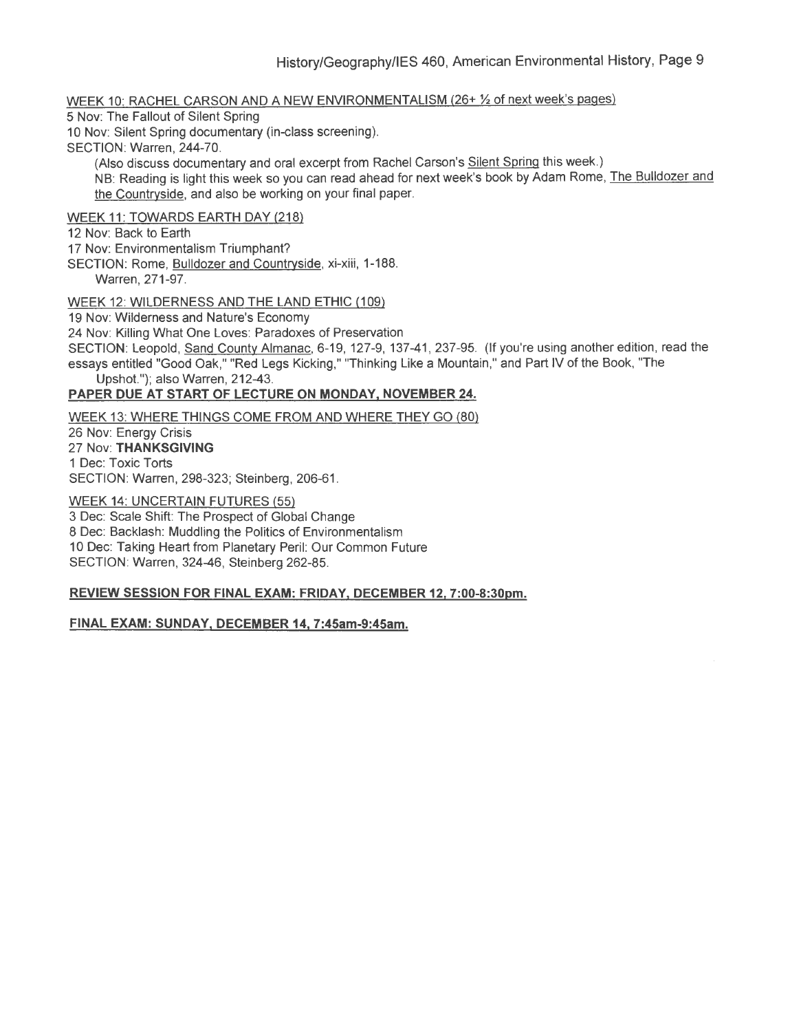WEEK 10: RACHEL CARSON AND A NEW ENVIRONMENTALISM (26+ ½ of next week's pages)

5 Nov: The Fallout of Silent Spring

10 Nov: Silent Spring documentary (in-class screening).

SECTION: Warren, 244-70.

(Also discuss documentary and oral excerpt from Rachel Carson's Silent Spring this week.)

NB: Reading is light this week so you can read ahead for next week's book by Adam Rome, The Bulldozer and the Countryside, and also be working on your final paper.

WEEK 11: TOWARDS EARTH DAY (218)

12 Nov: Back to Earth

17 Nov: Environmentalism Triumphant?

SECTION: Rome, Bulldozer and Countryside, xi-xiii, 1-188.

Warren, 271-97.

WEEK 12: WILDERNESS AND THE LAND ETHIC (109)

19 Nov: Wilderness and Nature's Economy

24 Nov: Killing What One Loves: Paradoxes of Preservation

SECTION: Leopold, Sand County Almanac, 6-19, 127-9, 137-41, 237-95. (If you're using another edition, read the essays entitled "Good Oak," "Red Legs Kicking," "Thinking Like a Mountain," and Part IV of the Book, "The Upshot."); also Warren, 212-43.

**PAPER DUE AT START OF LECTURE ON MONDAY, NOVEMBER 24.**

WEEK 13: WHERE THINGS COME FROM AND WHERE THEY GO (80)

26 Nov: Energy Crisis

27 Nov: **THANKSGIVING**

1 Dec: Toxic Torts

SECTION: Warren, 298-323; Steinberg, 206-61.

WEEK 14: UNCERTAIN FUTURES (55)

3 Dec: Scale Shift: The Prospect of Global Change

8 Dec: Backlash: Muddling the Politics of Environmentalism

10 Dec: Taking Heart from Planetary Peril: Our Common Future

SECTION: Warren, 324-46, Steinberg 262-85.

**REVIEW SESSION FOR FINAL EXAM: FRIDAY, DECEMBER 12, 7:00-8:30pm.**

**FINAL EXAM: SUNDAY, DECEMBER 14, 7:45am-9:45am.**